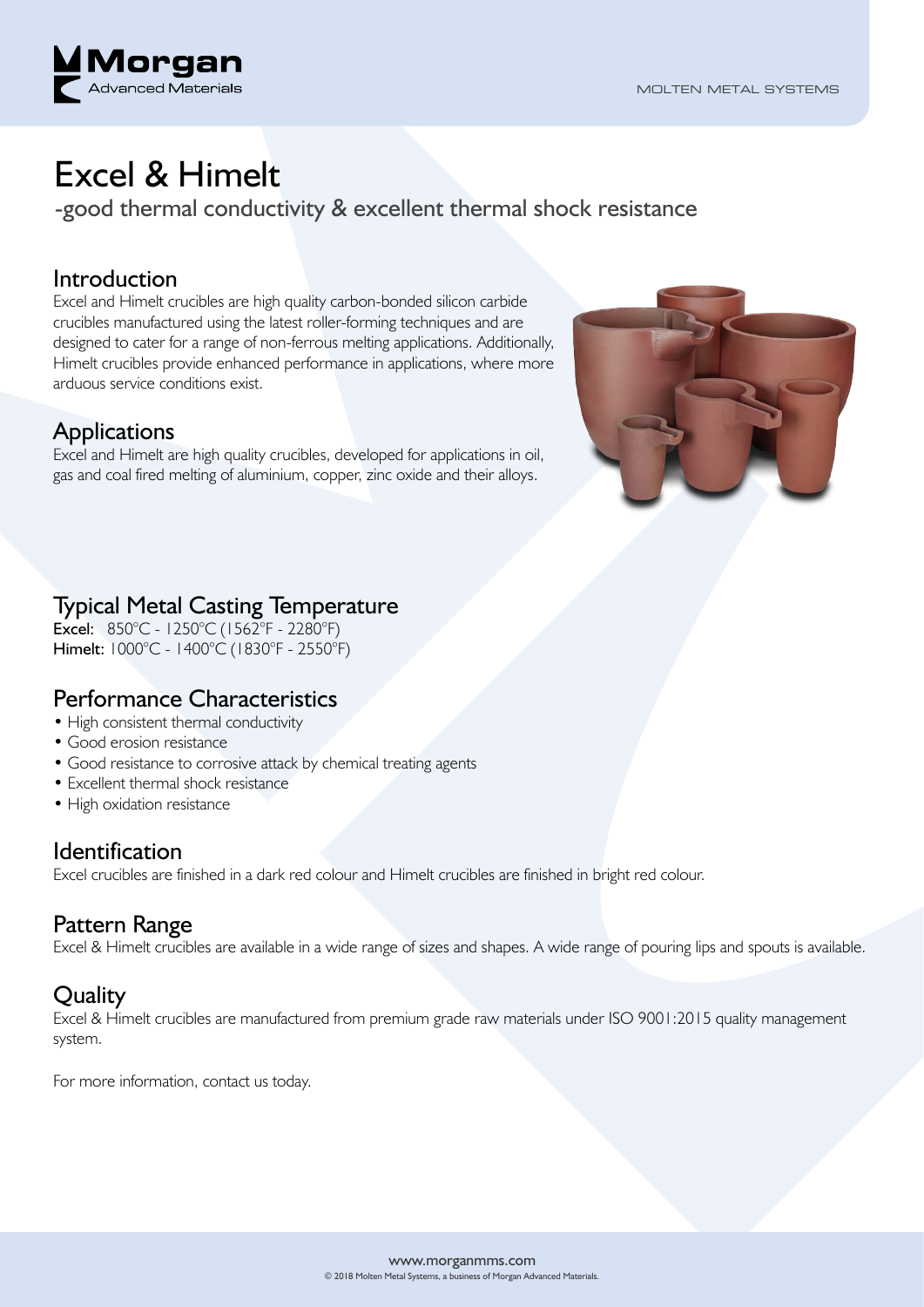Morgan Advanced Materials

MOLTEN METAL SYSTEMS

# Excel & Himelt

-good thermal conductivity & excellent thermal shock resistance

## Introduction

Excel and Himelt crucibles are high quality carbon-bonded silicon carbide crucibles manufactured using the latest roller-forming techniques and are designed to cater for a range of non-ferrous melting applications. Additionally, Himelt crucibles provide enhanced performance in applications, where more arduous service conditions exist.

## Applications

Excel and Himelt are high quality crucibles, developed for applications in oil, gas and coal fired melting of aluminium, copper, zinc oxide and their alloys.

## Typical Metal Casting Temperature

**Excel:** 850°C - 1250°C (1562°F - 2280°F)
**Himelt:** 1000°C - 1400°C (1830°F - 2550°F)

## Performance Characteristics

- High consistent thermal conductivity
- Good erosion resistance
- Good resistance to corrosive attack by chemical treating agents
- Excellent thermal shock resistance
- High oxidation resistance

## Identification

Excel crucibles are finished in a dark red colour and Himelt crucibles are finished in bright red colour.

## Pattern Range

Excel & Himelt crucibles are available in a wide range of sizes and shapes. A wide range of pouring lips and spouts is available.

## Quality

Excel & Himelt crucibles are manufactured from premium grade raw materials under ISO 9001:2015 quality management system.

For more information, contact us today.

www.morganmms.com
© 2018 Molten Metal Systems, a business of Morgan Advanced Materials.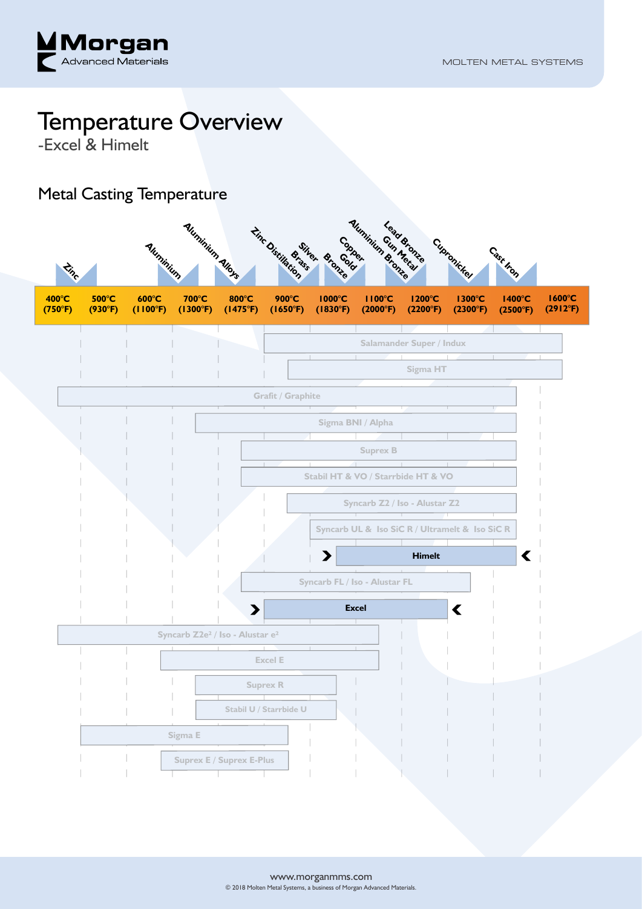# Temperature Overview

-Excel & Himelt

## Metal Casting Temperature

Zinc
Aluminium
Aluminium Alloys
Zinc Distillation
Brass
Silver
Bronze
Gold
Copper
Aluminium Bronze
Gun Metal
Lead Bronze
Cupronickel
Cast Iron

400°C (750°F)
500°C (930°F)
600°C (1100°F)
700°C (1300°F)
800°C (1475°F)
900°C (1650°F)
1000°C (1830°F)
1100°C (2000°F)
1200°C (2200°F)
1300°C (2300°F)
1400°C (2500°F)
1600°C (2912°F)

Salamander Super / Indux
Sigma HT
Grafit / Graphite
Sigma BNI / Alpha
Suprex B
Stabil HT & VO / Starrbide HT & VO
Syncarb Z2 / Iso - Alustar Z2
Syncarb UL & Iso SiC R / Ultramelt & Iso SiC R
**Himelt**
Syncarb FL / Iso - Alustar FL
**Excel**
Syncarb Z2e² / Iso - Alustar e²
Excel E
Suprex R
Stabil U / Starrbide U
Sigma E
Suprex E / Suprex E-Plus

www.morganmms.com

© 2018 Molten Metal Systems, a business of Morgan Advanced Materials.